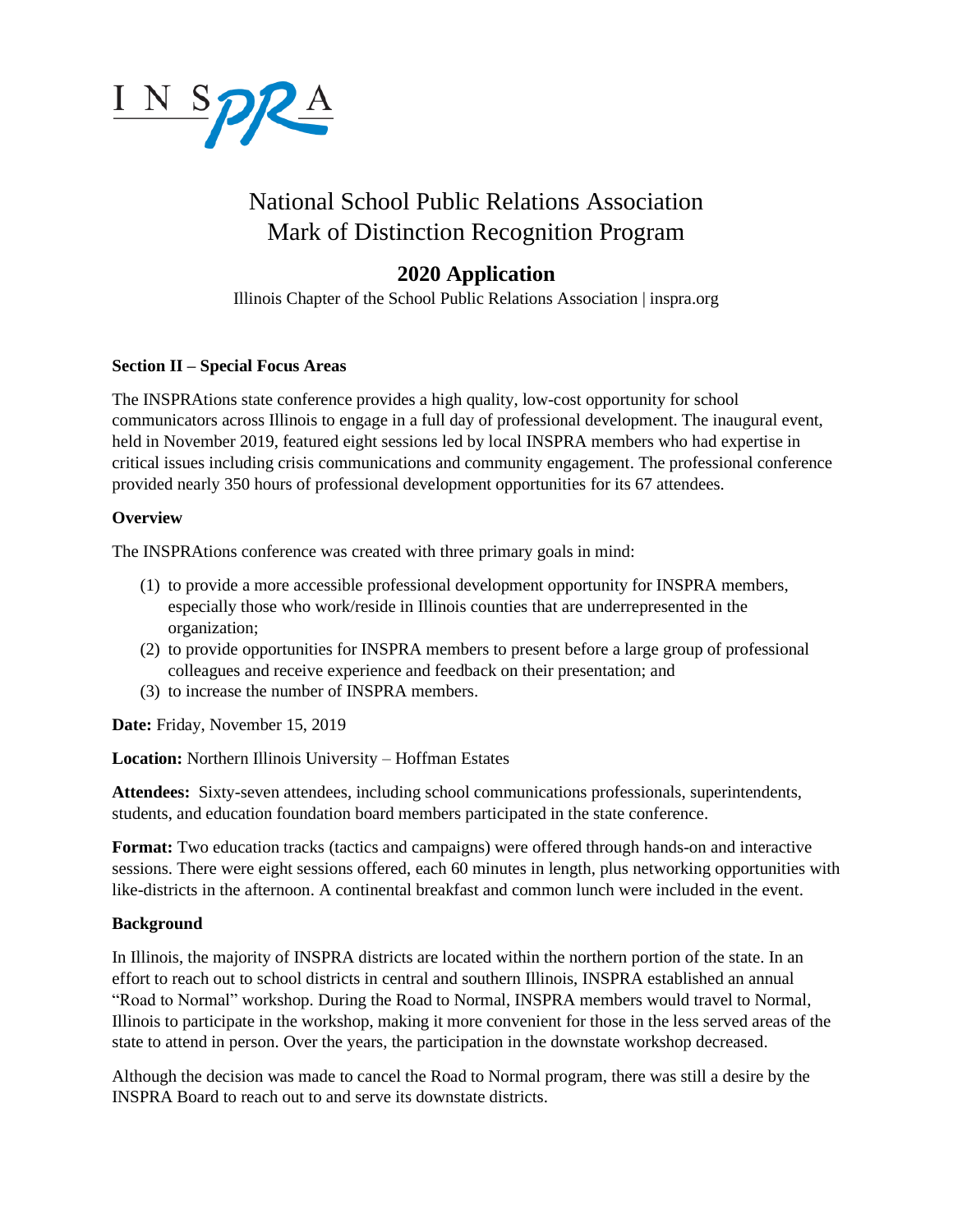INSPRA

# National School Public Relations Association
# Mark of Distinction Recognition Program

## 2020 Application

Illinois Chapter of the School Public Relations Association | inspra.org

**Section II – Special Focus Areas**

The INSPRAtions state conference provides a high quality, low-cost opportunity for school communicators across Illinois to engage in a full day of professional development. The inaugural event, held in November 2019, featured eight sessions led by local INSPRA members who had expertise in critical issues including crisis communications and community engagement. The professional conference provided nearly 350 hours of professional development opportunities for its 67 attendees.

**Overview**

The INSPRAtions conference was created with three primary goals in mind:

(1) to provide a more accessible professional development opportunity for INSPRA members, especially those who work/reside in Illinois counties that are underrepresented in the organization;
(2) to provide opportunities for INSPRA members to present before a large group of professional colleagues and receive experience and feedback on their presentation; and
(3) to increase the number of INSPRA members.

**Date:** Friday, November 15, 2019

**Location:** Northern Illinois University – Hoffman Estates

**Attendees:** Sixty-seven attendees, including school communications professionals, superintendents, students, and education foundation board members participated in the state conference.

**Format:** Two education tracks (tactics and campaigns) were offered through hands-on and interactive sessions. There were eight sessions offered, each 60 minutes in length, plus networking opportunities with like-districts in the afternoon. A continental breakfast and common lunch were included in the event.

**Background**

In Illinois, the majority of INSPRA districts are located within the northern portion of the state. In an effort to reach out to school districts in central and southern Illinois, INSPRA established an annual "Road to Normal" workshop. During the Road to Normal, INSPRA members would travel to Normal, Illinois to participate in the workshop, making it more convenient for those in the less served areas of the state to attend in person. Over the years, the participation in the downstate workshop decreased.

Although the decision was made to cancel the Road to Normal program, there was still a desire by the INSPRA Board to reach out to and serve its downstate districts.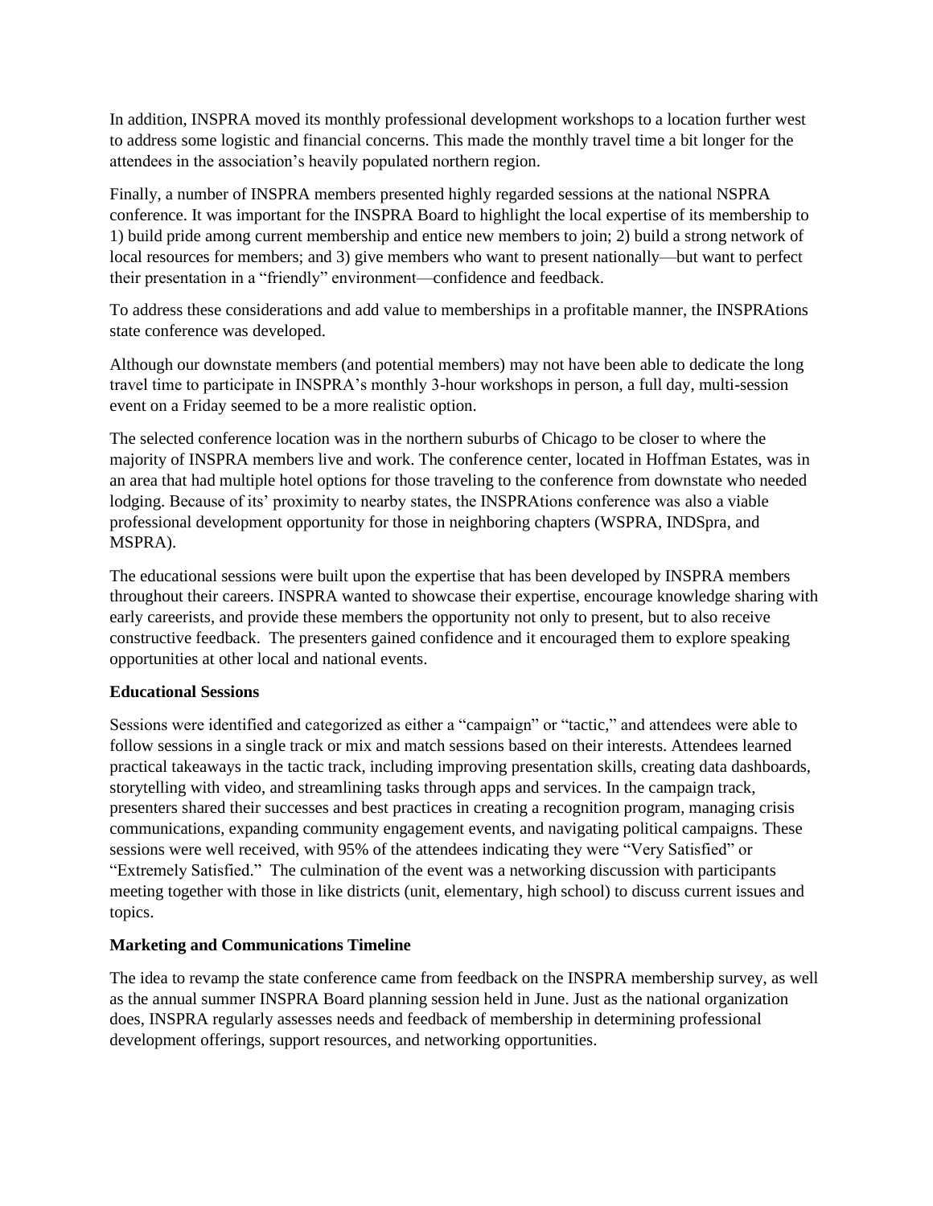In addition, INSPRA moved its monthly professional development workshops to a location further west to address some logistic and financial concerns. This made the monthly travel time a bit longer for the attendees in the association's heavily populated northern region.

Finally, a number of INSPRA members presented highly regarded sessions at the national NSPRA conference. It was important for the INSPRA Board to highlight the local expertise of its membership to 1) build pride among current membership and entice new members to join; 2) build a strong network of local resources for members; and 3) give members who want to present nationally—but want to perfect their presentation in a "friendly" environment—confidence and feedback.

To address these considerations and add value to memberships in a profitable manner, the INSPRAtions state conference was developed.

Although our downstate members (and potential members) may not have been able to dedicate the long travel time to participate in INSPRA's monthly 3-hour workshops in person, a full day, multi-session event on a Friday seemed to be a more realistic option.

The selected conference location was in the northern suburbs of Chicago to be closer to where the majority of INSPRA members live and work. The conference center, located in Hoffman Estates, was in an area that had multiple hotel options for those traveling to the conference from downstate who needed lodging. Because of its' proximity to nearby states, the INSPRAtions conference was also a viable professional development opportunity for those in neighboring chapters (WSPRA, INDSpra, and MSPRA).

The educational sessions were built upon the expertise that has been developed by INSPRA members throughout their careers. INSPRA wanted to showcase their expertise, encourage knowledge sharing with early careerists, and provide these members the opportunity not only to present, but to also receive constructive feedback. The presenters gained confidence and it encouraged them to explore speaking opportunities at other local and national events.

**Educational Sessions**

Sessions were identified and categorized as either a "campaign" or "tactic," and attendees were able to follow sessions in a single track or mix and match sessions based on their interests. Attendees learned practical takeaways in the tactic track, including improving presentation skills, creating data dashboards, storytelling with video, and streamlining tasks through apps and services. In the campaign track, presenters shared their successes and best practices in creating a recognition program, managing crisis communications, expanding community engagement events, and navigating political campaigns. These sessions were well received, with 95% of the attendees indicating they were "Very Satisfied" or "Extremely Satisfied." The culmination of the event was a networking discussion with participants meeting together with those in like districts (unit, elementary, high school) to discuss current issues and topics.

**Marketing and Communications Timeline**

The idea to revamp the state conference came from feedback on the INSPRA membership survey, as well as the annual summer INSPRA Board planning session held in June. Just as the national organization does, INSPRA regularly assesses needs and feedback of membership in determining professional development offerings, support resources, and networking opportunities.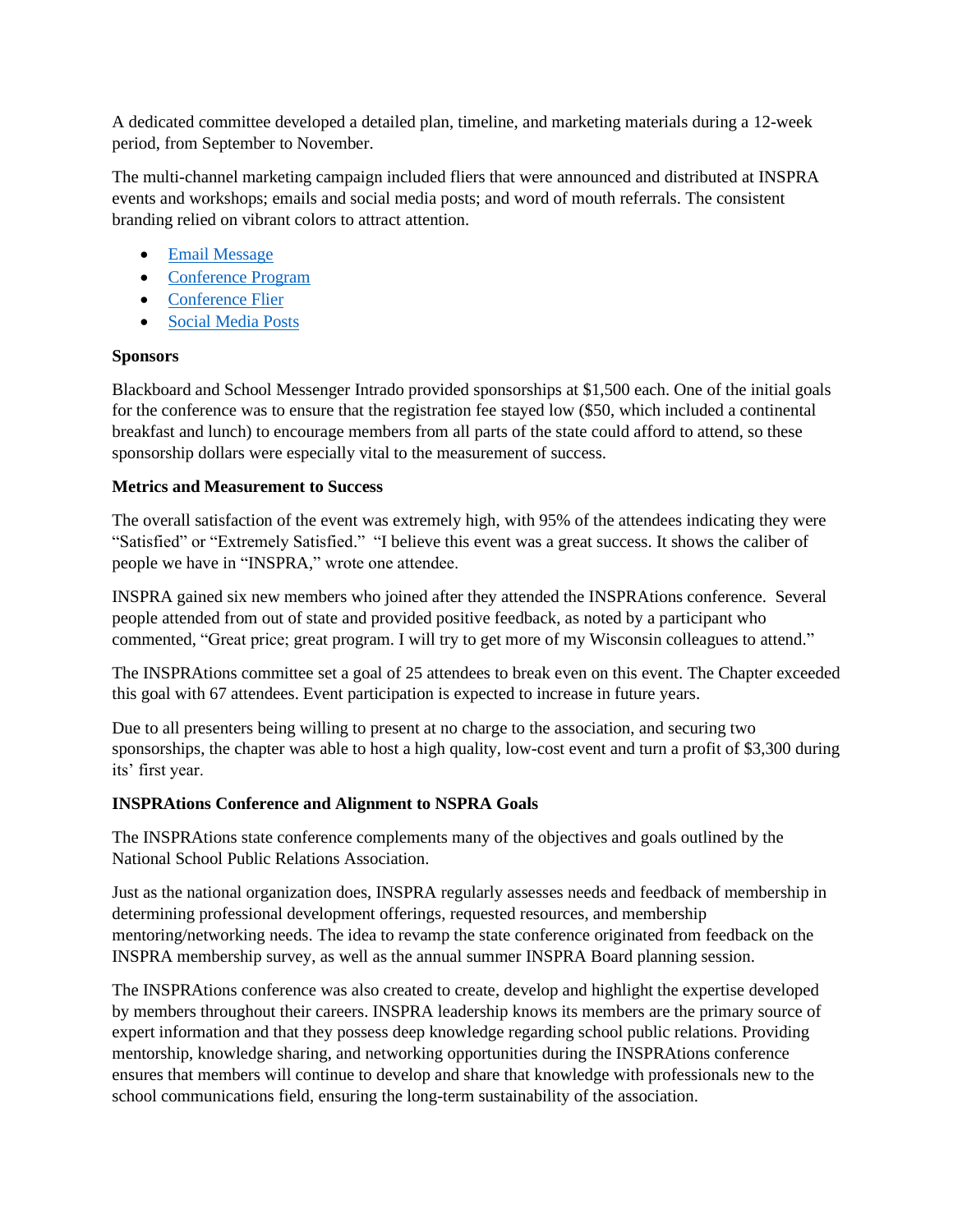A dedicated committee developed a detailed plan, timeline, and marketing materials during a 12-week period, from September to November.

The multi-channel marketing campaign included fliers that were announced and distributed at INSPRA events and workshops; emails and social media posts; and word of mouth referrals. The consistent branding relied on vibrant colors to attract attention.

- Email Message
- Conference Program
- Conference Flier
- Social Media Posts

**Sponsors**

Blackboard and School Messenger Intrado provided sponsorships at $1,500 each. One of the initial goals for the conference was to ensure that the registration fee stayed low ($50, which included a continental breakfast and lunch) to encourage members from all parts of the state could afford to attend, so these sponsorship dollars were especially vital to the measurement of success.

**Metrics and Measurement to Success**

The overall satisfaction of the event was extremely high, with 95% of the attendees indicating they were "Satisfied" or "Extremely Satisfied." "I believe this event was a great success. It shows the caliber of people we have in "INSPRA," wrote one attendee.

INSPRA gained six new members who joined after they attended the INSPRAtions conference. Several people attended from out of state and provided positive feedback, as noted by a participant who commented, "Great price; great program. I will try to get more of my Wisconsin colleagues to attend."

The INSPRAtions committee set a goal of 25 attendees to break even on this event. The Chapter exceeded this goal with 67 attendees. Event participation is expected to increase in future years.

Due to all presenters being willing to present at no charge to the association, and securing two sponsorships, the chapter was able to host a high quality, low-cost event and turn a profit of $3,300 during its' first year.

**INSPRAtions Conference and Alignment to NSPRA Goals**

The INSPRAtions state conference complements many of the objectives and goals outlined by the National School Public Relations Association.

Just as the national organization does, INSPRA regularly assesses needs and feedback of membership in determining professional development offerings, requested resources, and membership mentoring/networking needs. The idea to revamp the state conference originated from feedback on the INSPRA membership survey, as well as the annual summer INSPRA Board planning session.

The INSPRAtions conference was also created to create, develop and highlight the expertise developed by members throughout their careers. INSPRA leadership knows its members are the primary source of expert information and that they possess deep knowledge regarding school public relations. Providing mentorship, knowledge sharing, and networking opportunities during the INSPRAtions conference ensures that members will continue to develop and share that knowledge with professionals new to the school communications field, ensuring the long-term sustainability of the association.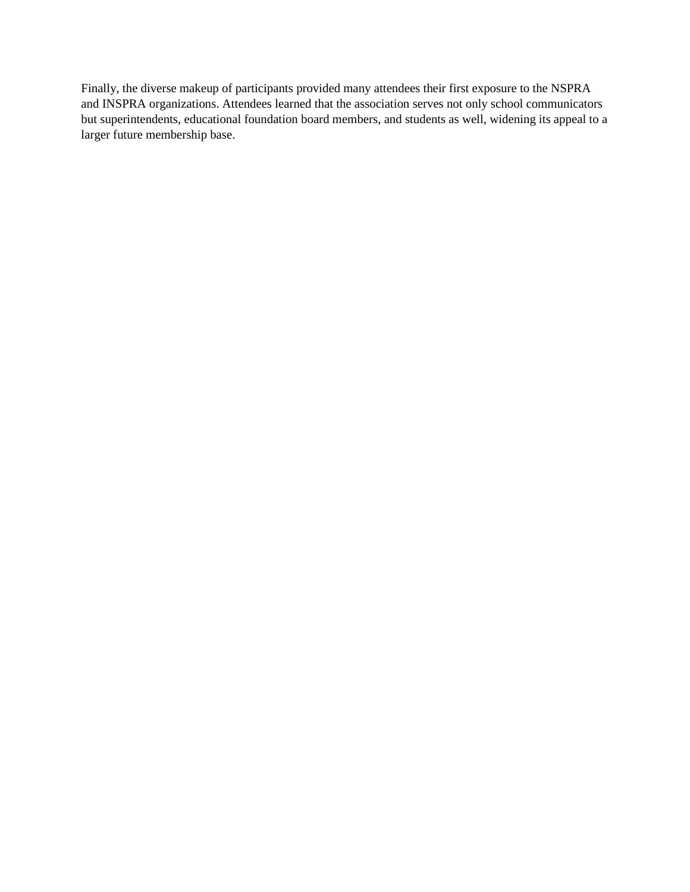Finally, the diverse makeup of participants provided many attendees their first exposure to the NSPRA and INSPRA organizations. Attendees learned that the association serves not only school communicators but superintendents, educational foundation board members, and students as well, widening its appeal to a larger future membership base.